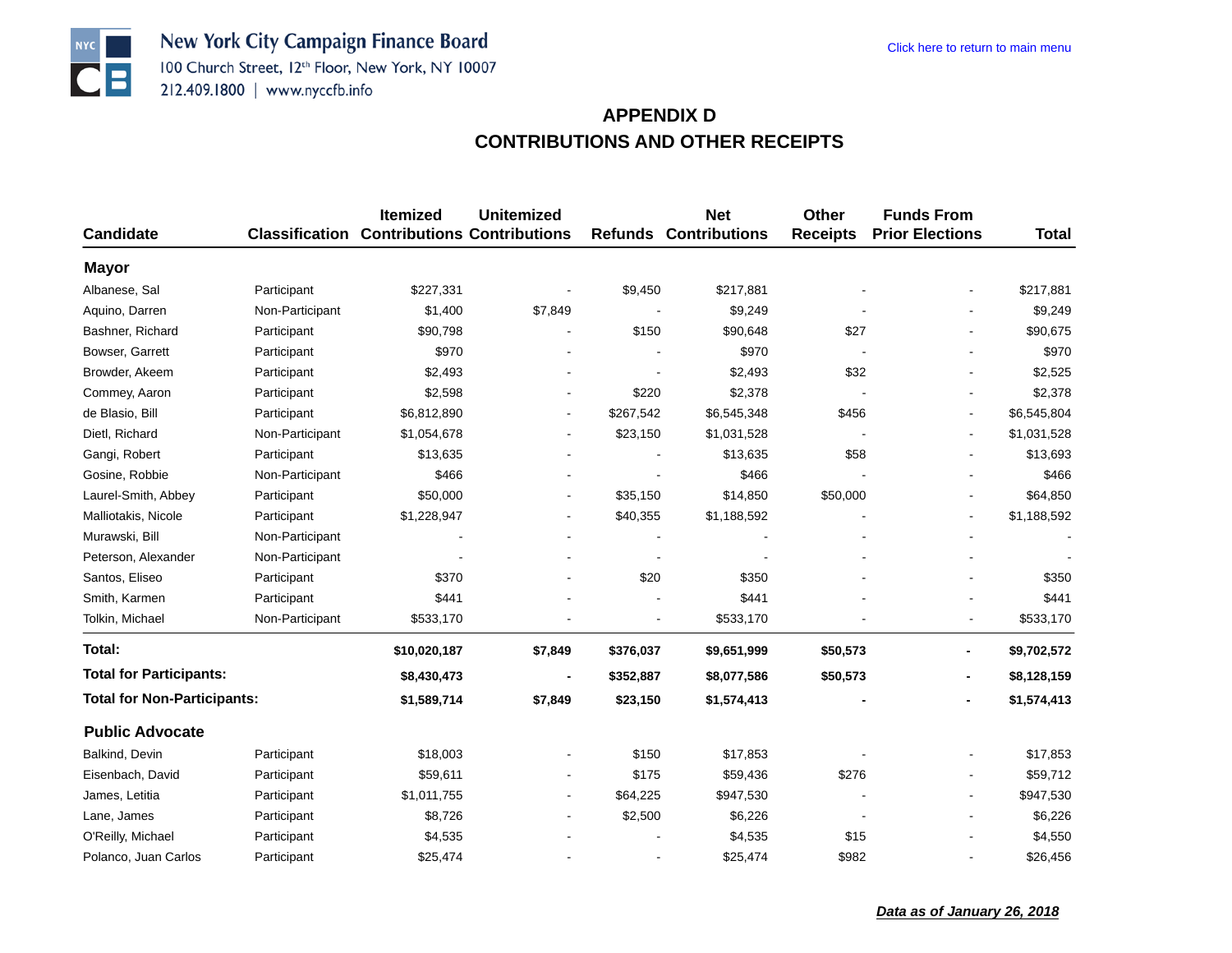New York City Campaign Finance Board
100 Church Street, 12th Floor, New York, NY 10007
212.409.1800 | www.nyccfb.info

Click here to return to main menu

# APPENDIX D
# CONTRIBUTIONS AND OTHER RECEIPTS

| Candidate | Classification | Itemized Contributions | Unitemized Contributions | Refunds | Net Contributions | Other Receipts | Funds From Prior Elections | Total |
|---|---|---|---|---|---|---|---|---|
| **Mayor** | | | | | | | | |
| Albanese, Sal | Participant | $227,331 | - | $9,450 | $217,881 | - | - | $217,881 |
| Aquino, Darren | Non-Participant | $1,400 | $7,849 | - | $9,249 | - | - | $9,249 |
| Bashner, Richard | Participant | $90,798 | - | $150 | $90,648 | $27 | - | $90,675 |
| Bowser, Garrett | Participant | $970 | - | - | $970 | - | - | $970 |
| Browder, Akeem | Participant | $2,493 | - | - | $2,493 | $32 | - | $2,525 |
| Commey, Aaron | Participant | $2,598 | - | $220 | $2,378 | - | - | $2,378 |
| de Blasio, Bill | Participant | $6,812,890 | - | $267,542 | $6,545,348 | $456 | - | $6,545,804 |
| Dietl, Richard | Non-Participant | $1,054,678 | - | $23,150 | $1,031,528 | - | - | $1,031,528 |
| Gangi, Robert | Participant | $13,635 | - | - | $13,635 | $58 | - | $13,693 |
| Gosine, Robbie | Non-Participant | $466 | - | - | $466 | - | - | $466 |
| Laurel-Smith, Abbey | Participant | $50,000 | - | $35,150 | $14,850 | $50,000 | - | $64,850 |
| Malliotakis, Nicole | Participant | $1,228,947 | - | $40,355 | $1,188,592 | - | - | $1,188,592 |
| Murawski, Bill | Non-Participant | - | - | - | - | - | - | - |
| Peterson, Alexander | Non-Participant | - | - | - | - | - | - | - |
| Santos, Eliseo | Participant | $370 | - | $20 | $350 | - | - | $350 |
| Smith, Karmen | Participant | $441 | - | - | $441 | - | - | $441 |
| Tolkin, Michael | Non-Participant | $533,170 | - | - | $533,170 | - | - | $533,170 |
| **Total:** | | **$10,020,187** | **$7,849** | **$376,037** | **$9,651,999** | **$50,573** | **-** | **$9,702,572** |
| **Total for Participants:** | | **$8,430,473** | **-** | **$352,887** | **$8,077,586** | **$50,573** | **-** | **$8,128,159** |
| **Total for Non-Participants:** | | **$1,589,714** | **$7,849** | **$23,150** | **$1,574,413** | **-** | **-** | **$1,574,413** |
| **Public Advocate** | | | | | | | | |
| Balkind, Devin | Participant | $18,003 | - | $150 | $17,853 | - | - | $17,853 |
| Eisenbach, David | Participant | $59,611 | - | $175 | $59,436 | $276 | - | $59,712 |
| James, Letitia | Participant | $1,011,755 | - | $64,225 | $947,530 | - | - | $947,530 |
| Lane, James | Participant | $8,726 | - | $2,500 | $6,226 | - | - | $6,226 |
| O'Reilly, Michael | Participant | $4,535 | - | - | $4,535 | $15 | - | $4,550 |
| Polanco, Juan Carlos | Participant | $25,474 | - | - | $25,474 | $982 | - | $26,456 |

***Data as of January 26, 2018***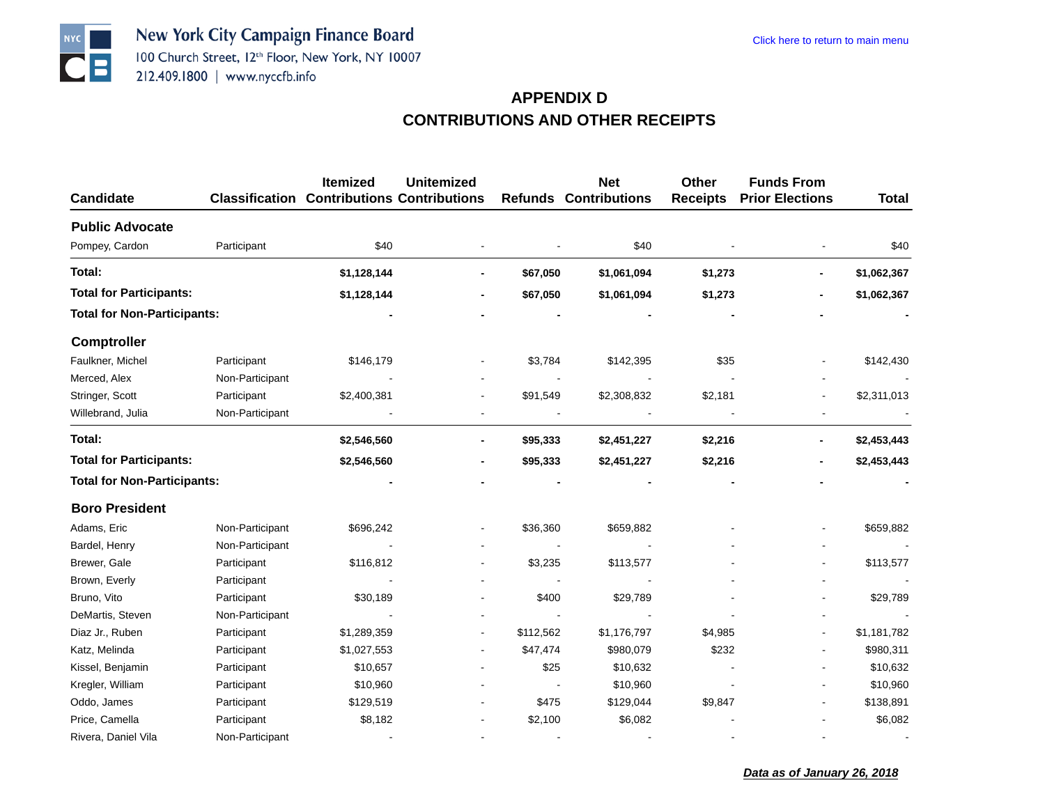New York City Campaign Finance Board
100 Church Street, 12th Floor, New York, NY 10007
212.409.1800 | www.nyccfb.info

Click here to return to main menu

# APPENDIX D
# CONTRIBUTIONS AND OTHER RECEIPTS

| Candidate | Classification | Itemized Contributions | Unitemized Contributions | Refunds | Net Contributions | Other Receipts | Funds From Prior Elections | Total |
|---|---|---|---|---|---|---|---|---|
| **Public Advocate** | | | | | | | | |
| Pompey, Cardon | Participant | $40 | - | - | $40 | - | - | $40 |
| **Total:** | | **$1,128,144** | **-** | **$67,050** | **$1,061,094** | **$1,273** | **-** | **$1,062,367** |
| **Total for Participants:** | | **$1,128,144** | **-** | **$67,050** | **$1,061,094** | **$1,273** | **-** | **$1,062,367** |
| **Total for Non-Participants:** | | **-** | **-** | **-** | **-** | **-** | **-** | **-** |
| **Comptroller** | | | | | | | | |
| Faulkner, Michel | Participant | $146,179 | - | $3,784 | $142,395 | $35 | - | $142,430 |
| Merced, Alex | Non-Participant | - | - | - | - | - | - | - |
| Stringer, Scott | Participant | $2,400,381 | - | $91,549 | $2,308,832 | $2,181 | - | $2,311,013 |
| Willebrand, Julia | Non-Participant | - | - | - | - | - | - | - |
| **Total:** | | **$2,546,560** | **-** | **$95,333** | **$2,451,227** | **$2,216** | **-** | **$2,453,443** |
| **Total for Participants:** | | **$2,546,560** | **-** | **$95,333** | **$2,451,227** | **$2,216** | **-** | **$2,453,443** |
| **Total for Non-Participants:** | | **-** | **-** | **-** | **-** | **-** | **-** | **-** |
| **Boro President** | | | | | | | | |
| Adams, Eric | Non-Participant | $696,242 | - | $36,360 | $659,882 | - | - | $659,882 |
| Bardel, Henry | Non-Participant | - | - | - | - | - | - | - |
| Brewer, Gale | Participant | $116,812 | - | $3,235 | $113,577 | - | - | $113,577 |
| Brown, Everly | Participant | - | - | - | - | - | - | - |
| Bruno, Vito | Participant | $30,189 | - | $400 | $29,789 | - | - | $29,789 |
| DeMartis, Steven | Non-Participant | - | - | - | - | - | - | - |
| Diaz Jr., Ruben | Participant | $1,289,359 | - | $112,562 | $1,176,797 | $4,985 | - | $1,181,782 |
| Katz, Melinda | Participant | $1,027,553 | - | $47,474 | $980,079 | $232 | - | $980,311 |
| Kissel, Benjamin | Participant | $10,657 | - | $25 | $10,632 | - | - | $10,632 |
| Kregler, William | Participant | $10,960 | - | - | $10,960 | - | - | $10,960 |
| Oddo, James | Participant | $129,519 | - | $475 | $129,044 | $9,847 | - | $138,891 |
| Price, Camella | Participant | $8,182 | - | $2,100 | $6,082 | - | - | $6,082 |
| Rivera, Daniel Vila | Non-Participant | - | - | - | - | - | - | - |

***Data as of January 26, 2018***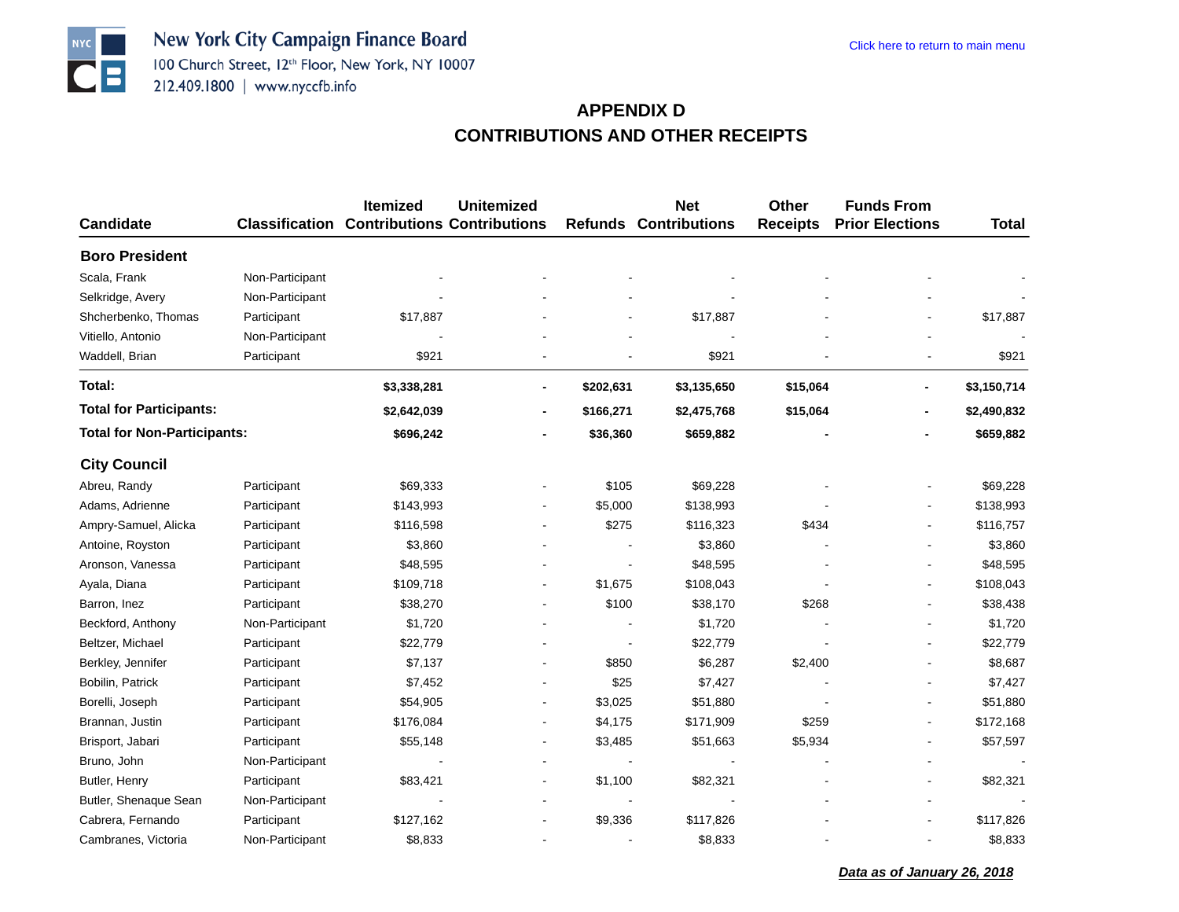New York City Campaign Finance Board
100 Church Street, 12th Floor, New York, NY 10007
212.409.1800 | www.nyccfb.info

Click here to return to main menu

# APPENDIX D
# CONTRIBUTIONS AND OTHER RECEIPTS

| Candidate | Classification | Itemized Contributions | Unitemized Contributions | Refunds | Net Contributions | Other Receipts | Funds From Prior Elections | Total |
|---|---|---|---|---|---|---|---|---|
| **Boro President** | | | | | | | | |
| Scala, Frank | Non-Participant | - | - | - | - | - | - | - |
| Selkridge, Avery | Non-Participant | - | - | - | - | - | - | - |
| Shcherbenko, Thomas | Participant | $17,887 | - | - | $17,887 | - | - | $17,887 |
| Vitiello, Antonio | Non-Participant | - | - | - | - | - | - | - |
| Waddell, Brian | Participant | $921 | - | - | $921 | - | - | $921 |
| **Total:** | | **$3,338,281** | **-** | **$202,631** | **$3,135,650** | **$15,064** | **-** | **$3,150,714** |
| **Total for Participants:** | | **$2,642,039** | **-** | **$166,271** | **$2,475,768** | **$15,064** | **-** | **$2,490,832** |
| **Total for Non-Participants:** | | **$696,242** | **-** | **$36,360** | **$659,882** | **-** | **-** | **$659,882** |
| **City Council** | | | | | | | | |
| Abreu, Randy | Participant | $69,333 | - | $105 | $69,228 | - | - | $69,228 |
| Adams, Adrienne | Participant | $143,993 | - | $5,000 | $138,993 | - | - | $138,993 |
| Ampry-Samuel, Alicka | Participant | $116,598 | - | $275 | $116,323 | $434 | - | $116,757 |
| Antoine, Royston | Participant | $3,860 | - | - | $3,860 | - | - | $3,860 |
| Aronson, Vanessa | Participant | $48,595 | - | - | $48,595 | - | - | $48,595 |
| Ayala, Diana | Participant | $109,718 | - | $1,675 | $108,043 | - | - | $108,043 |
| Barron, Inez | Participant | $38,270 | - | $100 | $38,170 | $268 | - | $38,438 |
| Beckford, Anthony | Non-Participant | $1,720 | - | - | $1,720 | - | - | $1,720 |
| Beltzer, Michael | Participant | $22,779 | - | - | $22,779 | - | - | $22,779 |
| Berkley, Jennifer | Participant | $7,137 | - | $850 | $6,287 | $2,400 | - | $8,687 |
| Bobilin, Patrick | Participant | $7,452 | - | $25 | $7,427 | - | - | $7,427 |
| Borelli, Joseph | Participant | $54,905 | - | $3,025 | $51,880 | - | - | $51,880 |
| Brannan, Justin | Participant | $176,084 | - | $4,175 | $171,909 | $259 | - | $172,168 |
| Brisport, Jabari | Participant | $55,148 | - | $3,485 | $51,663 | $5,934 | - | $57,597 |
| Bruno, John | Non-Participant | - | - | - | - | - | - | - |
| Butler, Henry | Participant | $83,421 | - | $1,100 | $82,321 | - | - | $82,321 |
| Butler, Shenaque Sean | Non-Participant | - | - | - | - | - | - | - |
| Cabrera, Fernando | Participant | $127,162 | - | $9,336 | $117,826 | - | - | $117,826 |
| Cambranes, Victoria | Non-Participant | $8,833 | - | - | $8,833 | - | - | $8,833 |

***Data as of January 26, 2018***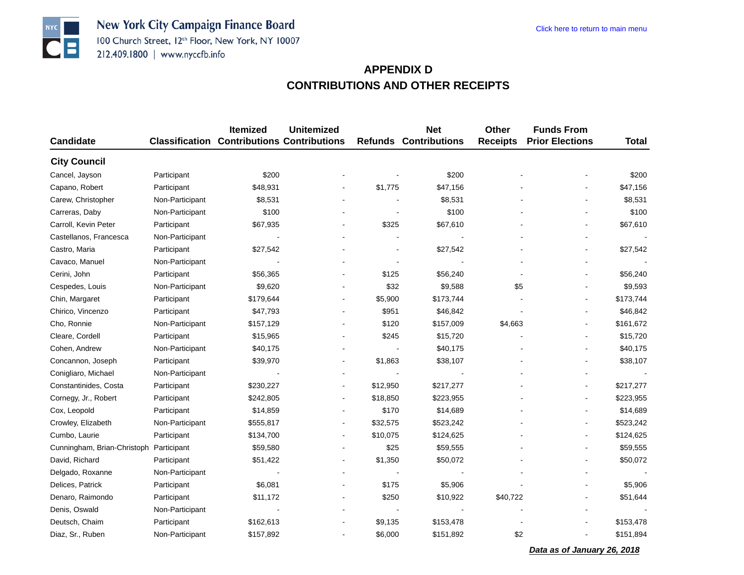New York City Campaign Finance Board
100 Church Street, 12th Floor, New York, NY 10007
212.409.1800 | www.nyccfb.info

Click here to return to main menu

# APPENDIX D
# CONTRIBUTIONS AND OTHER RECEIPTS

| Candidate | Classification | Itemized Contributions | Unitemized Contributions | Refunds | Net Contributions | Other Receipts | Funds From Prior Elections | Total |
|---|---|---|---|---|---|---|---|---|
| **City Council** | | | | | | | | |
| Cancel, Jayson | Participant | $200 | - | - | $200 | - | - | $200 |
| Capano, Robert | Participant | $48,931 | - | $1,775 | $47,156 | - | - | $47,156 |
| Carew, Christopher | Non-Participant | $8,531 | - | - | $8,531 | - | - | $8,531 |
| Carreras, Daby | Non-Participant | $100 | - | - | $100 | - | - | $100 |
| Carroll, Kevin Peter | Participant | $67,935 | - | $325 | $67,610 | - | - | $67,610 |
| Castellanos, Francesca | Non-Participant | - | - | - | - | - | - | - |
| Castro, Maria | Participant | $27,542 | - | - | $27,542 | - | - | $27,542 |
| Cavaco, Manuel | Non-Participant | - | - | - | - | - | - | - |
| Cerini, John | Participant | $56,365 | - | $125 | $56,240 | - | - | $56,240 |
| Cespedes, Louis | Non-Participant | $9,620 | - | $32 | $9,588 | $5 | - | $9,593 |
| Chin, Margaret | Participant | $179,644 | - | $5,900 | $173,744 | - | - | $173,744 |
| Chirico, Vincenzo | Participant | $47,793 | - | $951 | $46,842 | - | - | $46,842 |
| Cho, Ronnie | Non-Participant | $157,129 | - | $120 | $157,009 | $4,663 | - | $161,672 |
| Cleare, Cordell | Participant | $15,965 | - | $245 | $15,720 | - | - | $15,720 |
| Cohen, Andrew | Non-Participant | $40,175 | - | - | $40,175 | - | - | $40,175 |
| Concannon, Joseph | Participant | $39,970 | - | $1,863 | $38,107 | - | - | $38,107 |
| Conigliaro, Michael | Non-Participant | - | - | - | - | - | - | - |
| Constantinides, Costa | Participant | $230,227 | - | $12,950 | $217,277 | - | - | $217,277 |
| Cornegy, Jr., Robert | Participant | $242,805 | - | $18,850 | $223,955 | - | - | $223,955 |
| Cox, Leopold | Participant | $14,859 | - | $170 | $14,689 | - | - | $14,689 |
| Crowley, Elizabeth | Non-Participant | $555,817 | - | $32,575 | $523,242 | - | - | $523,242 |
| Cumbo, Laurie | Participant | $134,700 | - | $10,075 | $124,625 | - | - | $124,625 |
| Cunningham, Brian-Christoph | Participant | $59,580 | - | $25 | $59,555 | - | - | $59,555 |
| David, Richard | Participant | $51,422 | - | $1,350 | $50,072 | - | - | $50,072 |
| Delgado, Roxanne | Non-Participant | - | - | - | - | - | - | - |
| Delices, Patrick | Participant | $6,081 | - | $175 | $5,906 | - | - | $5,906 |
| Denaro, Raimondo | Participant | $11,172 | - | $250 | $10,922 | $40,722 | - | $51,644 |
| Denis, Oswald | Non-Participant | - | - | - | - | - | - | - |
| Deutsch, Chaim | Participant | $162,613 | - | $9,135 | $153,478 | - | - | $153,478 |
| Diaz, Sr., Ruben | Non-Participant | $157,892 | - | $6,000 | $151,892 | $2 | - | $151,894 |

***Data as of January 26, 2018***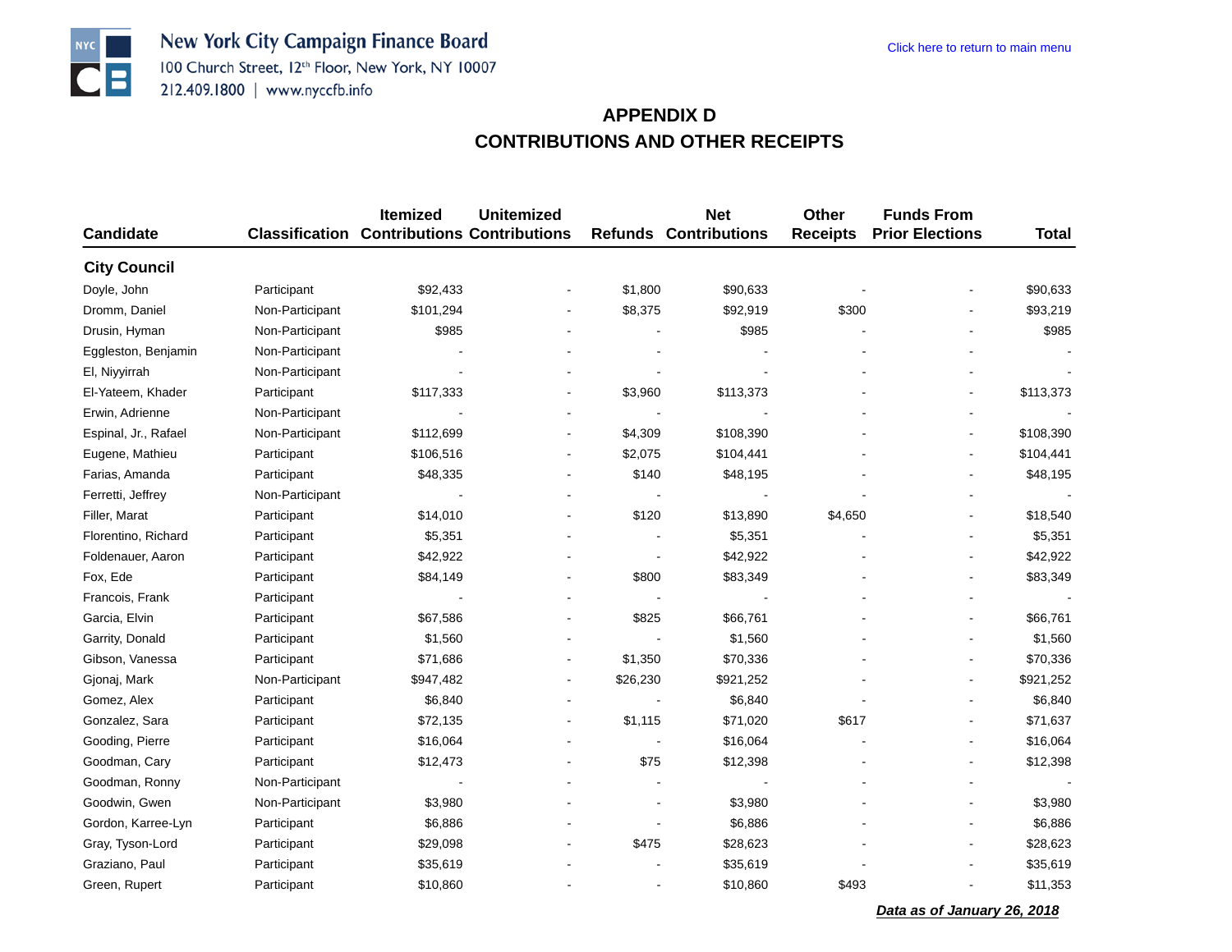## APPENDIX D
## CONTRIBUTIONS AND OTHER RECEIPTS

| Candidate | Classification | Itemized Contributions | Unitemized Contributions | Refunds | Net Contributions | Other Receipts | Funds From Prior Elections | Total |
|---|---|---|---|---|---|---|---|---|
| **City Council** | | | | | | | | |
| Doyle, John | Participant | $92,433 | - | $1,800 | $90,633 | - | - | $90,633 |
| Dromm, Daniel | Non-Participant | $101,294 | - | $8,375 | $92,919 | $300 | - | $93,219 |
| Drusin, Hyman | Non-Participant | $985 | - | - | $985 | - | - | $985 |
| Eggleston, Benjamin | Non-Participant | - | - | - | - | - | - | - |
| El, Niyyirrah | Non-Participant | - | - | - | - | - | - | - |
| El-Yateem, Khader | Participant | $117,333 | - | $3,960 | $113,373 | - | - | $113,373 |
| Erwin, Adrienne | Non-Participant | - | - | - | - | - | - | - |
| Espinal, Jr., Rafael | Non-Participant | $112,699 | - | $4,309 | $108,390 | - | - | $108,390 |
| Eugene, Mathieu | Participant | $106,516 | - | $2,075 | $104,441 | - | - | $104,441 |
| Farias, Amanda | Participant | $48,335 | - | $140 | $48,195 | - | - | $48,195 |
| Ferretti, Jeffrey | Non-Participant | - | - | - | - | - | - | - |
| Filler, Marat | Participant | $14,010 | - | $120 | $13,890 | $4,650 | - | $18,540 |
| Florentino, Richard | Participant | $5,351 | - | - | $5,351 | - | - | $5,351 |
| Foldenauer, Aaron | Participant | $42,922 | - | - | $42,922 | - | - | $42,922 |
| Fox, Ede | Participant | $84,149 | - | $800 | $83,349 | - | - | $83,349 |
| Francois, Frank | Participant | - | - | - | - | - | - | - |
| Garcia, Elvin | Participant | $67,586 | - | $825 | $66,761 | - | - | $66,761 |
| Garrity, Donald | Participant | $1,560 | - | - | $1,560 | - | - | $1,560 |
| Gibson, Vanessa | Participant | $71,686 | - | $1,350 | $70,336 | - | - | $70,336 |
| Gjonaj, Mark | Non-Participant | $947,482 | - | $26,230 | $921,252 | - | - | $921,252 |
| Gomez, Alex | Participant | $6,840 | - | - | $6,840 | - | - | $6,840 |
| Gonzalez, Sara | Participant | $72,135 | - | $1,115 | $71,020 | $617 | - | $71,637 |
| Gooding, Pierre | Participant | $16,064 | - | - | $16,064 | - | - | $16,064 |
| Goodman, Cary | Participant | $12,473 | - | $75 | $12,398 | - | - | $12,398 |
| Goodman, Ronny | Non-Participant | - | - | - | - | - | - | - |
| Goodwin, Gwen | Non-Participant | $3,980 | - | - | $3,980 | - | - | $3,980 |
| Gordon, Karree-Lyn | Participant | $6,886 | - | - | $6,886 | - | - | $6,886 |
| Gray, Tyson-Lord | Participant | $29,098 | - | $475 | $28,623 | - | - | $28,623 |
| Graziano, Paul | Participant | $35,619 | - | - | $35,619 | - | - | $35,619 |
| Green, Rupert | Participant | $10,860 | - | - | $10,860 | $493 | - | $11,353 |

***Data as of January 26, 2018***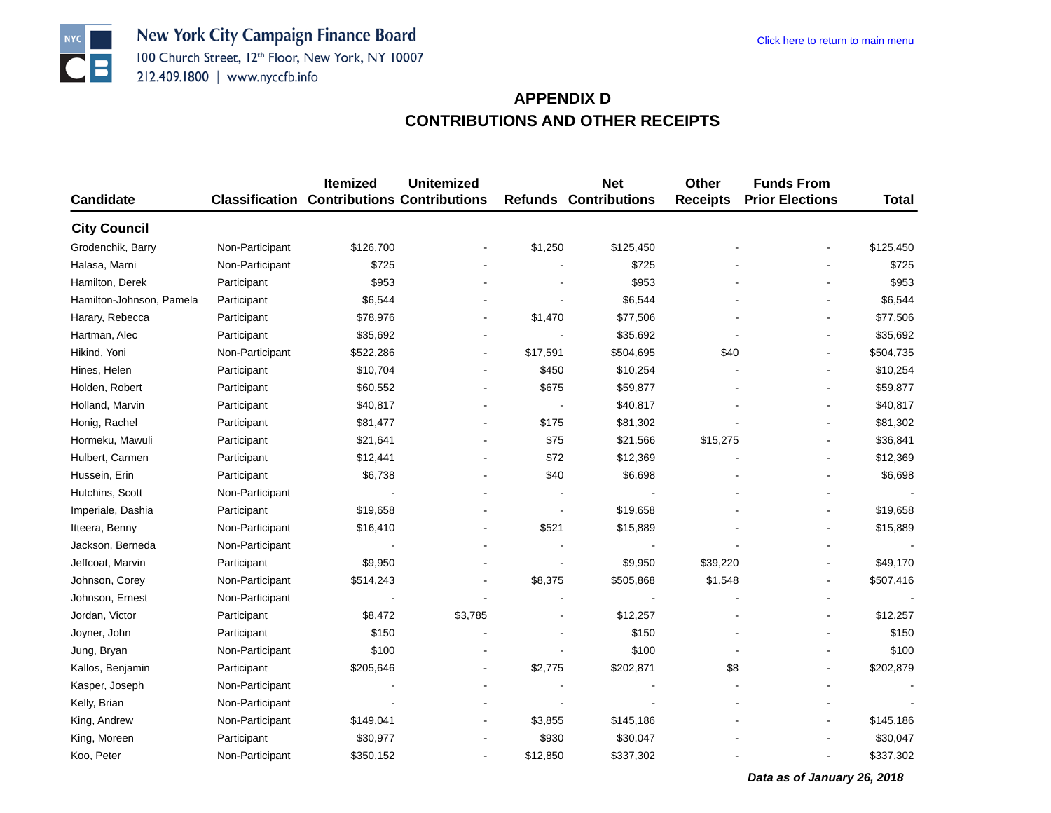New York City Campaign Finance Board
100 Church Street, 12th Floor, New York, NY 10007
212.409.1800 | www.nyccfb.info

Click here to return to main menu

# APPENDIX D
# CONTRIBUTIONS AND OTHER RECEIPTS

| Candidate | Classification | Itemized Contributions | Unitemized Contributions | Refunds | Net Contributions | Other Receipts | Funds From Prior Elections | Total |
|---|---|---|---|---|---|---|---|---|
| **City Council** | | | | | | | | |
| Grodenchik, Barry | Non-Participant | $126,700 | - | $1,250 | $125,450 | - | - | $125,450 |
| Halasa, Marni | Non-Participant | $725 | - | - | $725 | - | - | $725 |
| Hamilton, Derek | Participant | $953 | - | - | $953 | - | - | $953 |
| Hamilton-Johnson, Pamela | Participant | $6,544 | - | - | $6,544 | - | - | $6,544 |
| Harary, Rebecca | Participant | $78,976 | - | $1,470 | $77,506 | - | - | $77,506 |
| Hartman, Alec | Participant | $35,692 | - | - | $35,692 | - | - | $35,692 |
| Hikind, Yoni | Non-Participant | $522,286 | - | $17,591 | $504,695 | $40 | - | $504,735 |
| Hines, Helen | Participant | $10,704 | - | $450 | $10,254 | - | - | $10,254 |
| Holden, Robert | Participant | $60,552 | - | $675 | $59,877 | - | - | $59,877 |
| Holland, Marvin | Participant | $40,817 | - | - | $40,817 | - | - | $40,817 |
| Honig, Rachel | Participant | $81,477 | - | $175 | $81,302 | - | - | $81,302 |
| Hormeku, Mawuli | Participant | $21,641 | - | $75 | $21,566 | $15,275 | - | $36,841 |
| Hulbert, Carmen | Participant | $12,441 | - | $72 | $12,369 | - | - | $12,369 |
| Hussein, Erin | Participant | $6,738 | - | $40 | $6,698 | - | - | $6,698 |
| Hutchins, Scott | Non-Participant | - | - | - | - | - | - | - |
| Imperiale, Dashia | Participant | $19,658 | - | - | $19,658 | - | - | $19,658 |
| Itteera, Benny | Non-Participant | $16,410 | - | $521 | $15,889 | - | - | $15,889 |
| Jackson, Berneda | Non-Participant | - | - | - | - | - | - | - |
| Jeffcoat, Marvin | Participant | $9,950 | - | - | $9,950 | $39,220 | - | $49,170 |
| Johnson, Corey | Non-Participant | $514,243 | - | $8,375 | $505,868 | $1,548 | - | $507,416 |
| Johnson, Ernest | Non-Participant | - | - | - | - | - | - | - |
| Jordan, Victor | Participant | $8,472 | $3,785 | - | $12,257 | - | - | $12,257 |
| Joyner, John | Participant | $150 | - | - | $150 | - | - | $150 |
| Jung, Bryan | Non-Participant | $100 | - | - | $100 | - | - | $100 |
| Kallos, Benjamin | Participant | $205,646 | - | $2,775 | $202,871 | $8 | - | $202,879 |
| Kasper, Joseph | Non-Participant | - | - | - | - | - | - | - |
| Kelly, Brian | Non-Participant | - | - | - | - | - | - | - |
| King, Andrew | Non-Participant | $149,041 | - | $3,855 | $145,186 | - | - | $145,186 |
| King, Moreen | Participant | $30,977 | - | $930 | $30,047 | - | - | $30,047 |
| Koo, Peter | Non-Participant | $350,152 | - | $12,850 | $337,302 | - | - | $337,302 |

***Data as of January 26, 2018***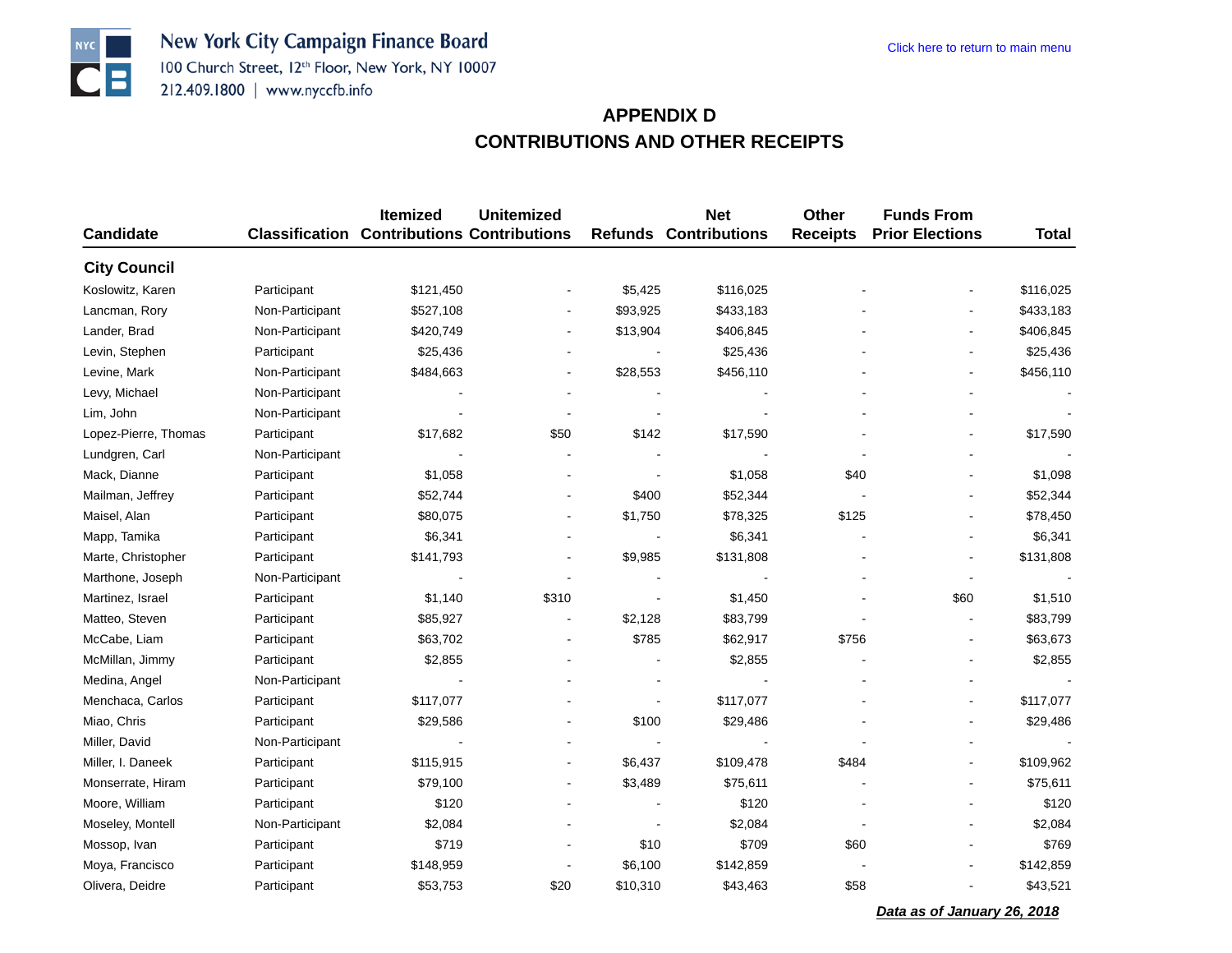New York City Campaign Finance Board
100 Church Street, 12th Floor, New York, NY 10007
212.409.1800 | www.nyccfb.info

Click here to return to main menu

# APPENDIX D
# CONTRIBUTIONS AND OTHER RECEIPTS

| Candidate | Classification | Itemized Contributions | Unitemized Contributions | Refunds | Net Contributions | Other Receipts | Funds From Prior Elections | Total |
|---|---|---|---|---|---|---|---|---|
| **City Council** | | | | | | | | |
| Koslowitz, Karen | Participant | $121,450 | - | $5,425 | $116,025 | - | - | $116,025 |
| Lancman, Rory | Non-Participant | $527,108 | - | $93,925 | $433,183 | - | - | $433,183 |
| Lander, Brad | Non-Participant | $420,749 | - | $13,904 | $406,845 | - | - | $406,845 |
| Levin, Stephen | Participant | $25,436 | - | - | $25,436 | - | - | $25,436 |
| Levine, Mark | Non-Participant | $484,663 | - | $28,553 | $456,110 | - | - | $456,110 |
| Levy, Michael | Non-Participant | - | - | - | - | - | - | - |
| Lim, John | Non-Participant | - | - | - | - | - | - | - |
| Lopez-Pierre, Thomas | Participant | $17,682 | $50 | $142 | $17,590 | - | - | $17,590 |
| Lundgren, Carl | Non-Participant | - | - | - | - | - | - | - |
| Mack, Dianne | Participant | $1,058 | - | - | $1,058 | $40 | - | $1,098 |
| Mailman, Jeffrey | Participant | $52,744 | - | $400 | $52,344 | - | - | $52,344 |
| Maisel, Alan | Participant | $80,075 | - | $1,750 | $78,325 | $125 | - | $78,450 |
| Mapp, Tamika | Participant | $6,341 | - | - | $6,341 | - | - | $6,341 |
| Marte, Christopher | Participant | $141,793 | - | $9,985 | $131,808 | - | - | $131,808 |
| Marthone, Joseph | Non-Participant | - | - | - | - | - | - | - |
| Martinez, Israel | Participant | $1,140 | $310 | - | $1,450 | - | $60 | $1,510 |
| Matteo, Steven | Participant | $85,927 | - | $2,128 | $83,799 | - | - | $83,799 |
| McCabe, Liam | Participant | $63,702 | - | $785 | $62,917 | $756 | - | $63,673 |
| McMillan, Jimmy | Participant | $2,855 | - | - | $2,855 | - | - | $2,855 |
| Medina, Angel | Non-Participant | - | - | - | - | - | - | - |
| Menchaca, Carlos | Participant | $117,077 | - | - | $117,077 | - | - | $117,077 |
| Miao, Chris | Participant | $29,586 | - | $100 | $29,486 | - | - | $29,486 |
| Miller, David | Non-Participant | - | - | - | - | - | - | - |
| Miller, I. Daneek | Participant | $115,915 | - | $6,437 | $109,478 | $484 | - | $109,962 |
| Monserrate, Hiram | Participant | $79,100 | - | $3,489 | $75,611 | - | - | $75,611 |
| Moore, William | Participant | $120 | - | - | $120 | - | - | $120 |
| Moseley, Montell | Non-Participant | $2,084 | - | - | $2,084 | - | - | $2,084 |
| Mossop, Ivan | Participant | $719 | - | $10 | $709 | $60 | - | $769 |
| Moya, Francisco | Participant | $148,959 | - | $6,100 | $142,859 | - | - | $142,859 |
| Olivera, Deidre | Participant | $53,753 | $20 | $10,310 | $43,463 | $58 | - | $43,521 |

***Data as of January 26, 2018***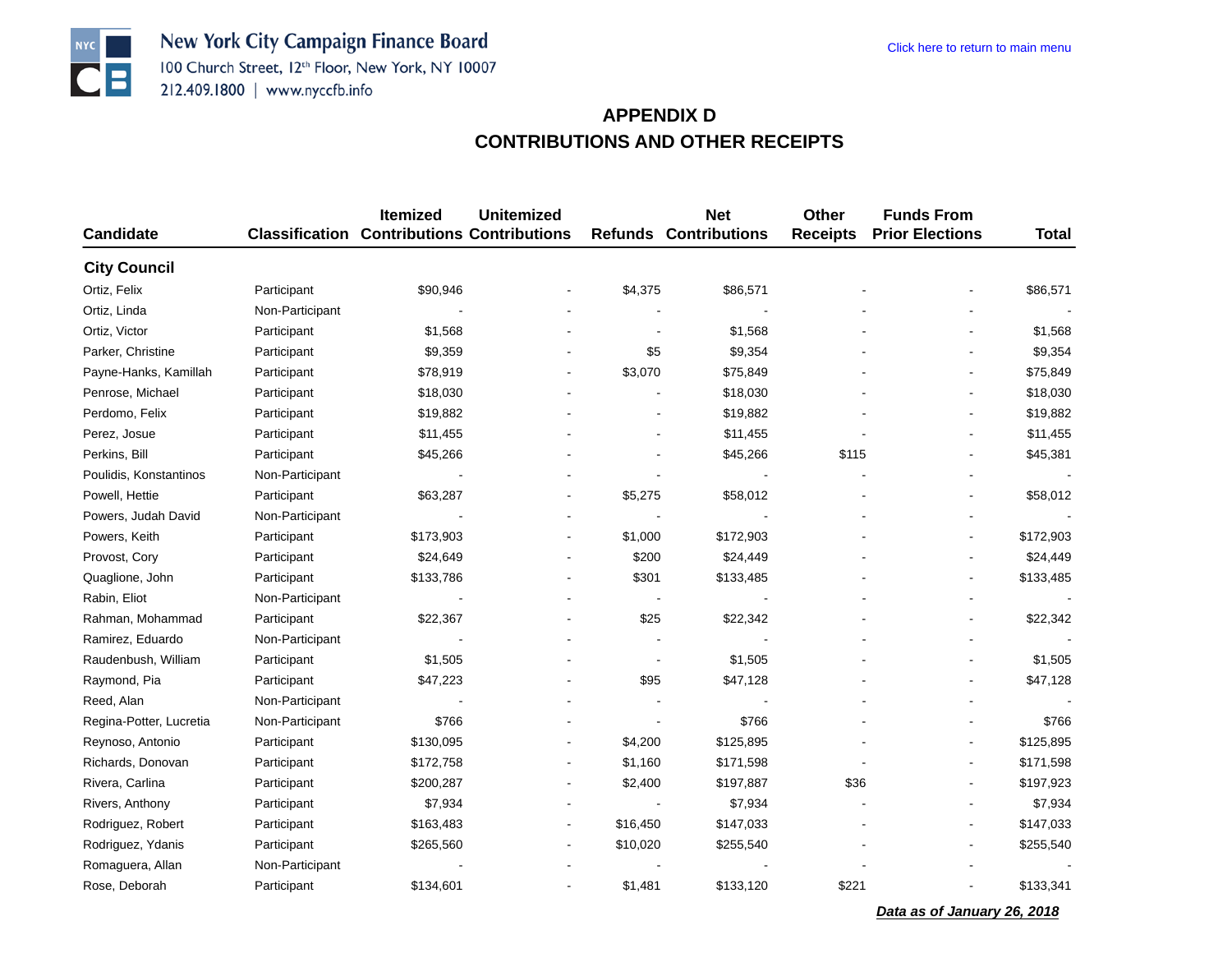New York City Campaign Finance Board
100 Church Street, 12th Floor, New York, NY 10007
212.409.1800 | www.nyccfb.info

Click here to return to main menu

# APPENDIX D
# CONTRIBUTIONS AND OTHER RECEIPTS

| Candidate | Classification | Itemized Contributions | Unitemized Contributions | Refunds | Net Contributions | Other Receipts | Funds From Prior Elections | Total |
|---|---|---|---|---|---|---|---|---|
| **City Council** | | | | | | | | |
| Ortiz, Felix | Participant | $90,946 | - | $4,375 | $86,571 | - | - | $86,571 |
| Ortiz, Linda | Non-Participant | - | - | - | - | - | - | - |
| Ortiz, Victor | Participant | $1,568 | - | - | $1,568 | - | - | $1,568 |
| Parker, Christine | Participant | $9,359 | - | $5 | $9,354 | - | - | $9,354 |
| Payne-Hanks, Kamillah | Participant | $78,919 | - | $3,070 | $75,849 | - | - | $75,849 |
| Penrose, Michael | Participant | $18,030 | - | - | $18,030 | - | - | $18,030 |
| Perdomo, Felix | Participant | $19,882 | - | - | $19,882 | - | - | $19,882 |
| Perez, Josue | Participant | $11,455 | - | - | $11,455 | - | - | $11,455 |
| Perkins, Bill | Participant | $45,266 | - | - | $45,266 | $115 | - | $45,381 |
| Poulidis, Konstantinos | Non-Participant | - | - | - | - | - | - | - |
| Powell, Hettie | Participant | $63,287 | - | $5,275 | $58,012 | - | - | $58,012 |
| Powers, Judah David | Non-Participant | - | - | - | - | - | - | - |
| Powers, Keith | Participant | $173,903 | - | $1,000 | $172,903 | - | - | $172,903 |
| Provost, Cory | Participant | $24,649 | - | $200 | $24,449 | - | - | $24,449 |
| Quaglione, John | Participant | $133,786 | - | $301 | $133,485 | - | - | $133,485 |
| Rabin, Eliot | Non-Participant | - | - | - | - | - | - | - |
| Rahman, Mohammad | Participant | $22,367 | - | $25 | $22,342 | - | - | $22,342 |
| Ramirez, Eduardo | Non-Participant | - | - | - | - | - | - | - |
| Raudenbush, William | Participant | $1,505 | - | - | $1,505 | - | - | $1,505 |
| Raymond, Pia | Participant | $47,223 | - | $95 | $47,128 | - | - | $47,128 |
| Reed, Alan | Non-Participant | - | - | - | - | - | - | - |
| Regina-Potter, Lucretia | Non-Participant | $766 | - | - | $766 | - | - | $766 |
| Reynoso, Antonio | Participant | $130,095 | - | $4,200 | $125,895 | - | - | $125,895 |
| Richards, Donovan | Participant | $172,758 | - | $1,160 | $171,598 | - | - | $171,598 |
| Rivera, Carlina | Participant | $200,287 | - | $2,400 | $197,887 | $36 | - | $197,923 |
| Rivers, Anthony | Participant | $7,934 | - | - | $7,934 | - | - | $7,934 |
| Rodriguez, Robert | Participant | $163,483 | - | $16,450 | $147,033 | - | - | $147,033 |
| Rodriguez, Ydanis | Participant | $265,560 | - | $10,020 | $255,540 | - | - | $255,540 |
| Romaguera, Allan | Non-Participant | - | - | - | - | - | - | - |
| Rose, Deborah | Participant | $134,601 | - | $1,481 | $133,120 | $221 | - | $133,341 |

***Data as of January 26, 2018***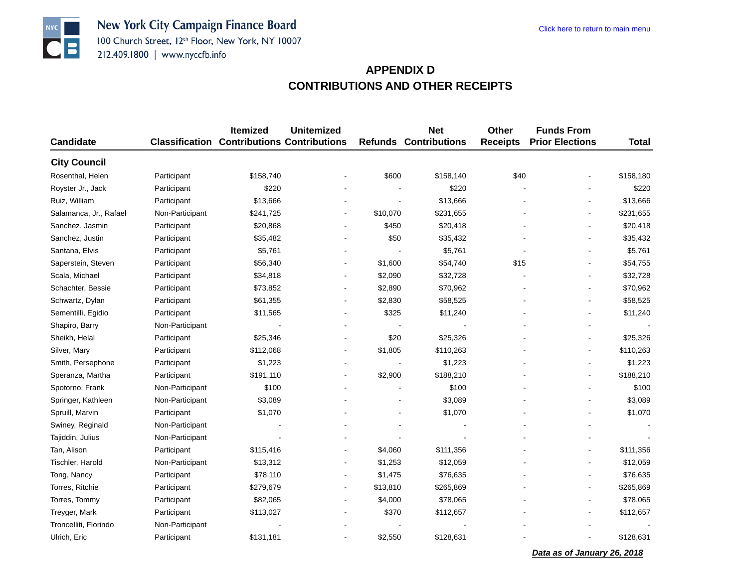New York City Campaign Finance Board
100 Church Street, 12th Floor, New York, NY 10007
212.409.1800 | www.nyccfb.info

Click here to return to main menu

# APPENDIX D
# CONTRIBUTIONS AND OTHER RECEIPTS

| Candidate | Classification | Itemized Contributions | Unitemized Contributions | Refunds | Net Contributions | Other Receipts | Funds From Prior Elections | Total |
|---|---|---|---|---|---|---|---|---|
| **City Council** | | | | | | | | |
| Rosenthal, Helen | Participant | $158,740 | - | $600 | $158,140 | $40 | - | $158,180 |
| Royster Jr., Jack | Participant | $220 | - | - | $220 | - | - | $220 |
| Ruiz, William | Participant | $13,666 | - | - | $13,666 | - | - | $13,666 |
| Salamanca, Jr., Rafael | Non-Participant | $241,725 | - | $10,070 | $231,655 | - | - | $231,655 |
| Sanchez, Jasmin | Participant | $20,868 | - | $450 | $20,418 | - | - | $20,418 |
| Sanchez, Justin | Participant | $35,482 | - | $50 | $35,432 | - | - | $35,432 |
| Santana, Elvis | Participant | $5,761 | - | - | $5,761 | - | - | $5,761 |
| Saperstein, Steven | Participant | $56,340 | - | $1,600 | $54,740 | $15 | - | $54,755 |
| Scala, Michael | Participant | $34,818 | - | $2,090 | $32,728 | - | - | $32,728 |
| Schachter, Bessie | Participant | $73,852 | - | $2,890 | $70,962 | - | - | $70,962 |
| Schwartz, Dylan | Participant | $61,355 | - | $2,830 | $58,525 | - | - | $58,525 |
| Sementilli, Egidio | Participant | $11,565 | - | $325 | $11,240 | - | - | $11,240 |
| Shapiro, Barry | Non-Participant | - | - | - | - | - | - | - |
| Sheikh, Helal | Participant | $25,346 | - | $20 | $25,326 | - | - | $25,326 |
| Silver, Mary | Participant | $112,068 | - | $1,805 | $110,263 | - | - | $110,263 |
| Smith, Persephone | Participant | $1,223 | - | - | $1,223 | - | - | $1,223 |
| Speranza, Martha | Participant | $191,110 | - | $2,900 | $188,210 | - | - | $188,210 |
| Spotorno, Frank | Non-Participant | $100 | - | - | $100 | - | - | $100 |
| Springer, Kathleen | Non-Participant | $3,089 | - | - | $3,089 | - | - | $3,089 |
| Spruill, Marvin | Participant | $1,070 | - | - | $1,070 | - | - | $1,070 |
| Swiney, Reginald | Non-Participant | - | - | - | - | - | - | - |
| Tajiddin, Julius | Non-Participant | - | - | - | - | - | - | - |
| Tan, Alison | Participant | $115,416 | - | $4,060 | $111,356 | - | - | $111,356 |
| Tischler, Harold | Non-Participant | $13,312 | - | $1,253 | $12,059 | - | - | $12,059 |
| Tong, Nancy | Participant | $78,110 | - | $1,475 | $76,635 | - | - | $76,635 |
| Torres, Ritchie | Participant | $279,679 | - | $13,810 | $265,869 | - | - | $265,869 |
| Torres, Tommy | Participant | $82,065 | - | $4,000 | $78,065 | - | - | $78,065 |
| Treyger, Mark | Participant | $113,027 | - | $370 | $112,657 | - | - | $112,657 |
| Troncelliti, Florindo | Non-Participant | - | - | - | - | - | - | - |
| Ulrich, Eric | Participant | $131,181 | - | $2,550 | $128,631 | - | - | $128,631 |

***Data as of January 26, 2018***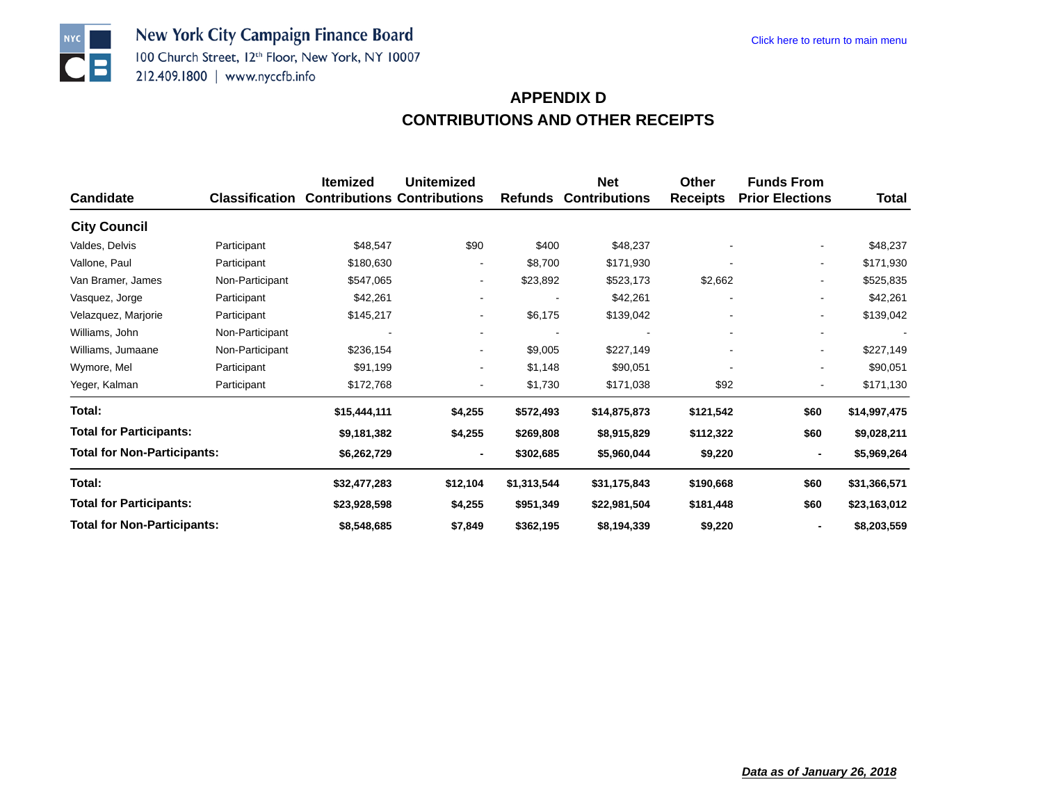New York City Campaign Finance Board
100 Church Street, 12th Floor, New York, NY 10007
212.409.1800 | www.nyccfb.info

Click here to return to main menu

# APPENDIX D
# CONTRIBUTIONS AND OTHER RECEIPTS

| Candidate | Classification | Itemized Contributions | Unitemized Contributions | Refunds | Net Contributions | Other Receipts | Funds From Prior Elections | Total |
|---|---|---|---|---|---|---|---|---|
| **City Council** | | | | | | | | |
| Valdes, Delvis | Participant | $48,547 | $90 | $400 | $48,237 | - | - | $48,237 |
| Vallone, Paul | Participant | $180,630 | - | $8,700 | $171,930 | - | - | $171,930 |
| Van Bramer, James | Non-Participant | $547,065 | - | $23,892 | $523,173 | $2,662 | - | $525,835 |
| Vasquez, Jorge | Participant | $42,261 | - | - | $42,261 | - | - | $42,261 |
| Velazquez, Marjorie | Participant | $145,217 | - | $6,175 | $139,042 | - | - | $139,042 |
| Williams, John | Non-Participant | - | - | - | - | - | - | - |
| Williams, Jumaane | Non-Participant | $236,154 | - | $9,005 | $227,149 | - | - | $227,149 |
| Wymore, Mel | Participant | $91,199 | - | $1,148 | $90,051 | - | - | $90,051 |
| Yeger, Kalman | Participant | $172,768 | - | $1,730 | $171,038 | $92 | - | $171,130 |
| **Total:** | | **$15,444,111** | **$4,255** | **$572,493** | **$14,875,873** | **$121,542** | **$60** | **$14,997,475** |
| **Total for Participants:** | | **$9,181,382** | **$4,255** | **$269,808** | **$8,915,829** | **$112,322** | **$60** | **$9,028,211** |
| **Total for Non-Participants:** | | **$6,262,729** | **-** | **$302,685** | **$5,960,044** | **$9,220** | **-** | **$5,969,264** |
| **Total:** | | **$32,477,283** | **$12,104** | **$1,313,544** | **$31,175,843** | **$190,668** | **$60** | **$31,366,571** |
| **Total for Participants:** | | **$23,928,598** | **$4,255** | **$951,349** | **$22,981,504** | **$181,448** | **$60** | **$23,163,012** |
| **Total for Non-Participants:** | | **$8,548,685** | **$7,849** | **$362,195** | **$8,194,339** | **$9,220** | **-** | **$8,203,559** |

***Data as of January 26, 2018***